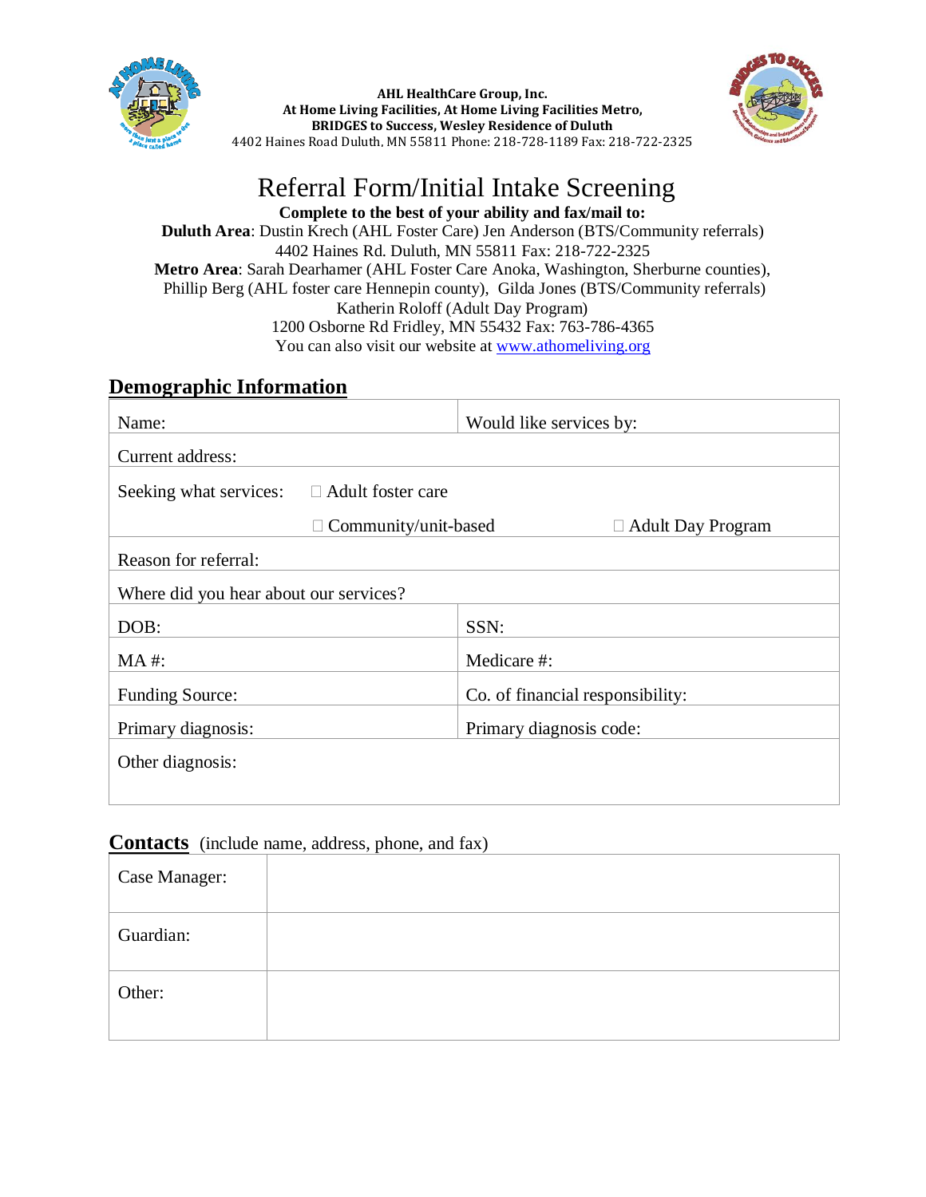**AHL HealthCare Group, Inc.**
**At Home Living Facilities, At Home Living Facilities Metro,**
**BRIDGES to Success, Wesley Residence of Duluth**
4402 Haines Road Duluth, MN 55811 Phone: 218-728-1189 Fax: 218-722-2325

# Referral Form/Initial Intake Screening

**Complete to the best of your ability and fax/mail to:**

**Duluth Area**: Dustin Krech (AHL Foster Care) Jen Anderson (BTS/Community referrals)
4402 Haines Rd. Duluth, MN 55811 Fax: 218-722-2325

**Metro Area**: Sarah Dearhamer (AHL Foster Care Anoka, Washington, Sherburne counties), Phillip Berg (AHL foster care Hennepin county), Gilda Jones (BTS/Community referrals)
Katherin Roloff (Adult Day Program)
1200 Osborne Rd Fridley, MN 55432 Fax: 763-786-4365
You can also visit our website at www.athomeliving.org

## Demographic Information

| Name: | Would like services by: |
|---|---|
| Current address: | |
| Seeking what services: ☐ Adult foster care<br>☐ Community/unit-based ☐ Adult Day Program | |
| Reason for referral: | |
| Where did you hear about our services? | |
| DOB: | SSN: |
| MA #: | Medicare #: |
| Funding Source: | Co. of financial responsibility: |
| Primary diagnosis: | Primary diagnosis code: |
| Other diagnosis: | |

## Contacts (include name, address, phone, and fax)

| Case Manager: | |
|---|---|
| Guardian: | |
| Other: | |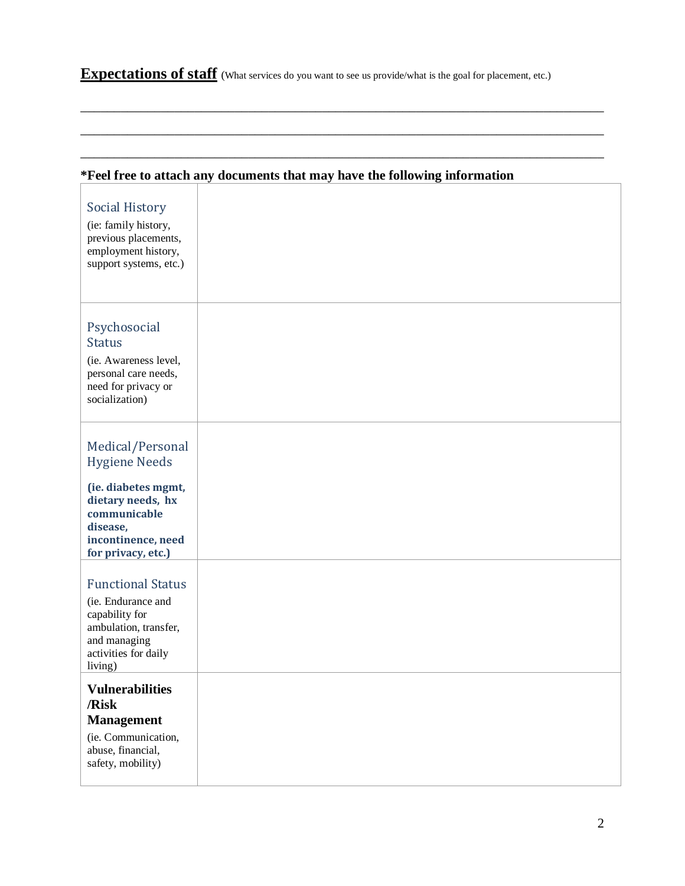**Expectations of staff** (What services do you want to see us provide/what is the goal for placement, etc.)

\_\_\_\_\_\_\_\_\_\_\_\_\_\_\_\_\_\_\_\_\_\_\_\_\_\_\_\_\_\_\_\_\_\_\_\_\_\_\_\_\_\_\_\_\_\_\_\_\_\_\_\_\_\_\_\_\_\_\_\_\_\_\_\_\_\_\_\_\_\_\_\_\_\_\_\_\_\_

\_\_\_\_\_\_\_\_\_\_\_\_\_\_\_\_\_\_\_\_\_\_\_\_\_\_\_\_\_\_\_\_\_\_\_\_\_\_\_\_\_\_\_\_\_\_\_\_\_\_\_\_\_\_\_\_\_\_\_\_\_\_\_\_\_\_\_\_\_\_\_\_\_\_\_\_\_\_

\_\_\_\_\_\_\_\_\_\_\_\_\_\_\_\_\_\_\_\_\_\_\_\_\_\_\_\_\_\_\_\_\_\_\_\_\_\_\_\_\_\_\_\_\_\_\_\_\_\_\_\_\_\_\_\_\_\_\_\_\_\_\_\_\_\_\_\_\_\_\_\_\_\_\_\_\_\_

**\*Feel free to attach any documents that may have the following information**

| | |
|---|---|
| Social History<br>(ie: family history, previous placements, employment history, support systems, etc.) | |
| Psychosocial Status<br>(ie. Awareness level, personal care needs, need for privacy or socialization) | |
| Medical/Personal Hygiene Needs<br>**(ie. diabetes mgmt, dietary needs, hx communicable disease, incontinence, need for privacy, etc.)** | |
| Functional Status<br>(ie. Endurance and capability for ambulation, transfer, and managing activities for daily living) | |
| **Vulnerabilities /Risk Management**<br>(ie. Communication, abuse, financial, safety, mobility) | |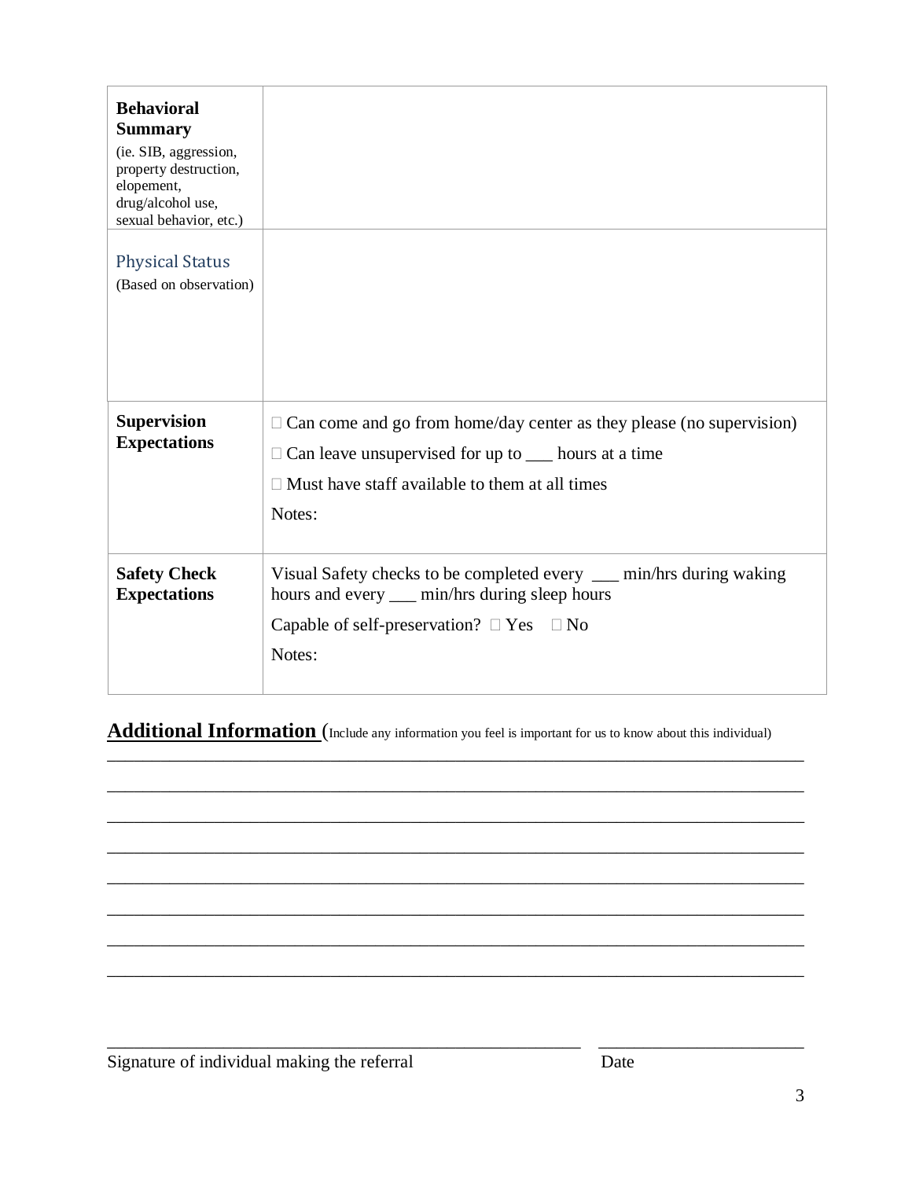| | |
|---|---|
| **Behavioral Summary** (ie. SIB, aggression, property destruction, elopement, drug/alcohol use, sexual behavior, etc.) | |
| Physical Status (Based on observation) | |
| **Supervision Expectations** | ☐ Can come and go from home/day center as they please (no supervision)<br>☐ Can leave unsupervised for up to ___ hours at a time<br>☐ Must have staff available to them at all times<br>Notes: |
| **Safety Check Expectations** | Visual Safety checks to be completed every ___ min/hrs during waking hours and every ___ min/hrs during sleep hours<br>Capable of self-preservation? ☐ Yes ☐ No<br>Notes: |

**Additional Information** (Include any information you feel is important for us to know about this individual)

_______________________________________________________________________________

_______________________________________________________________________________

_______________________________________________________________________________

_______________________________________________________________________________

_______________________________________________________________________________

_______________________________________________________________________________

_______________________________________________________________________________

_______________________________________________________________________________

_____________________________________________________ _______________________

Signature of individual making the referral Date